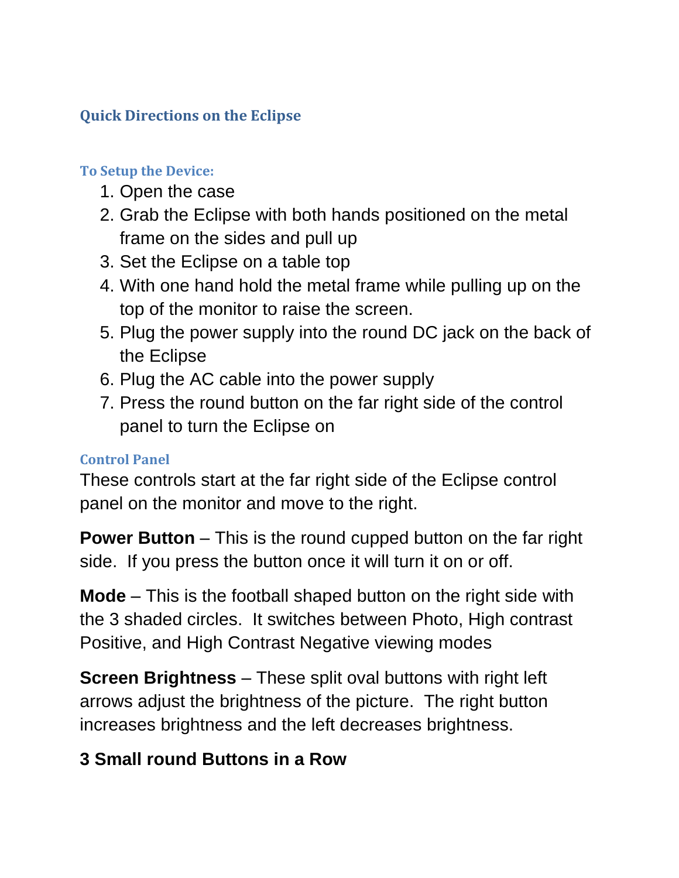# Quick Directions on the Eclipse

## To Setup the Device:

1. Open the case
2. Grab the Eclipse with both hands positioned on the metal frame on the sides and pull up
3. Set the Eclipse on a table top
4. With one hand hold the metal frame while pulling up on the top of the monitor to raise the screen.
5. Plug the power supply into the round DC jack on the back of the Eclipse
6. Plug the AC cable into the power supply
7. Press the round button on the far right side of the control panel to turn the Eclipse on

## Control Panel

These controls start at the far right side of the Eclipse control panel on the monitor and move to the right.

**Power Button** – This is the round cupped button on the far right side. If you press the button once it will turn it on or off.

**Mode** – This is the football shaped button on the right side with the 3 shaded circles. It switches between Photo, High contrast Positive, and High Contrast Negative viewing modes

**Screen Brightness** – These split oval buttons with right left arrows adjust the brightness of the picture. The right button increases brightness and the left decreases brightness.

### 3 Small round Buttons in a Row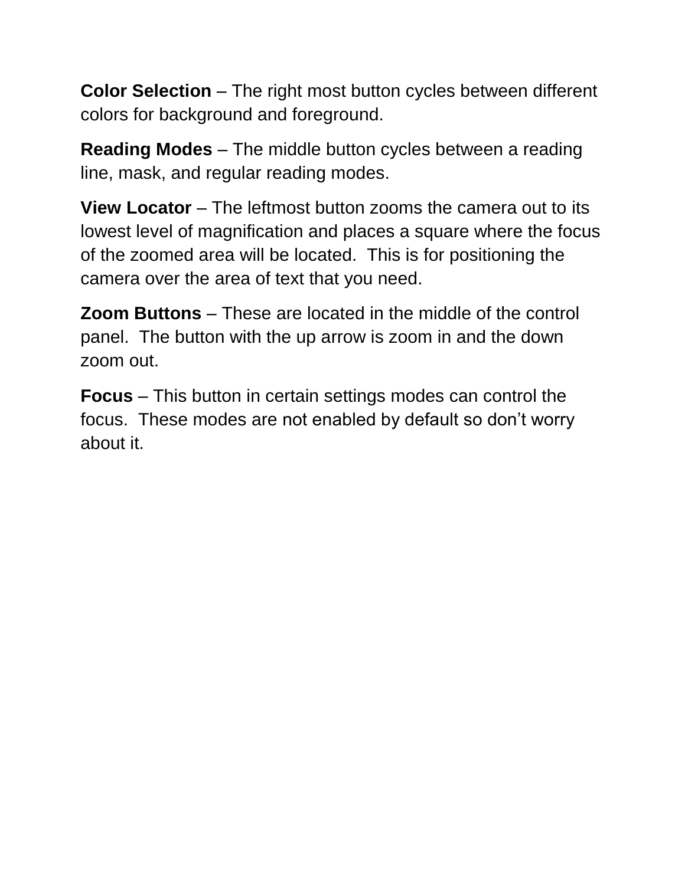**Color Selection** – The right most button cycles between different colors for background and foreground.

**Reading Modes** – The middle button cycles between a reading line, mask, and regular reading modes.

**View Locator** – The leftmost button zooms the camera out to its lowest level of magnification and places a square where the focus of the zoomed area will be located.  This is for positioning the camera over the area of text that you need.

**Zoom Buttons** – These are located in the middle of the control panel.  The button with the up arrow is zoom in and the down zoom out.

**Focus** – This button in certain settings modes can control the focus.  These modes are not enabled by default so don't worry about it.